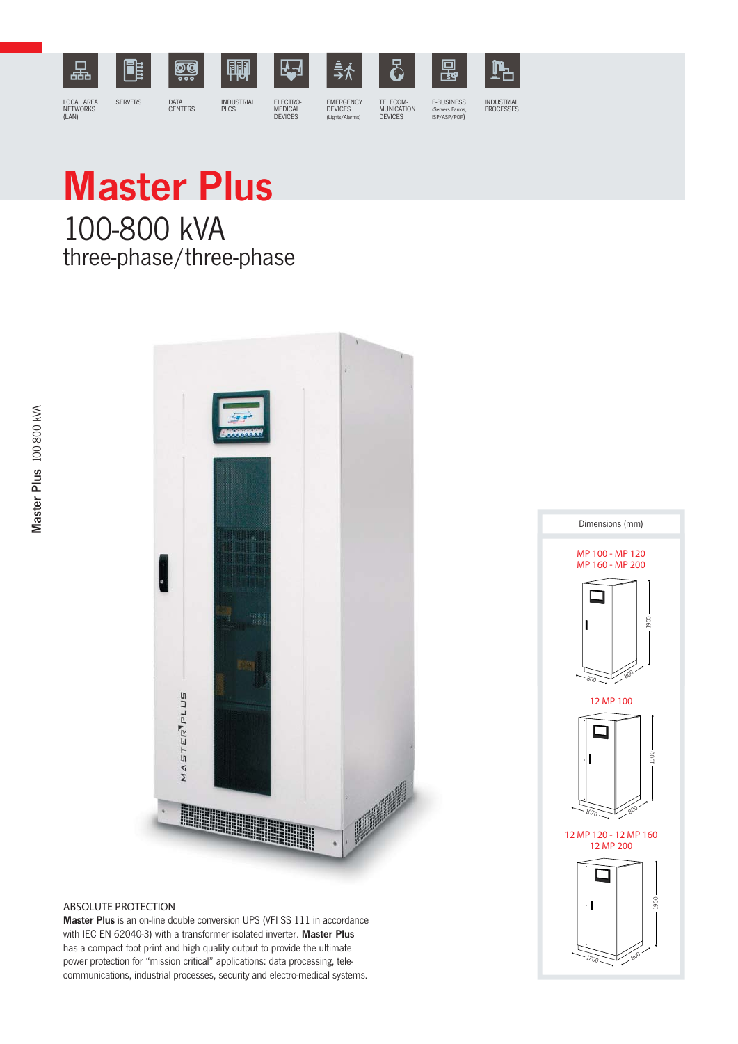LOCAL AREA NETWORKS (LAN)

SERVERS

DATA CENTERS

INDUSTRIAL PLCS

ELECTRO-MEDICAL DEVICES

EMERGENCY DEVICES (Lights/Alarms)

TELECOM-MUNICATION DEVICES

E-BUSINESS (Servers Farms, ISP/ASP/POP)

INDUSTRIAL PROCESSES

# Master Plus

## 100-800 kVA

### three-phase/three-phase

Dimensions (mm)

MP 100 - MP 120
MP 160 - MP 200

1900
800
800

12 MP 100

1900
1070
800

12 MP 120 - 12 MP 160
12 MP 200

1900
1200
800

ABSOLUTE PROTECTION

**Master Plus** is an on-line double conversion UPS (VFI SS 111 in accordance with IEC EN 62040-3) with a transformer isolated inverter. **Master Plus** has a compact foot print and high quality output to provide the ultimate power protection for "mission critical" applications: data processing, telecommunications, industrial processes, security and electro-medical systems.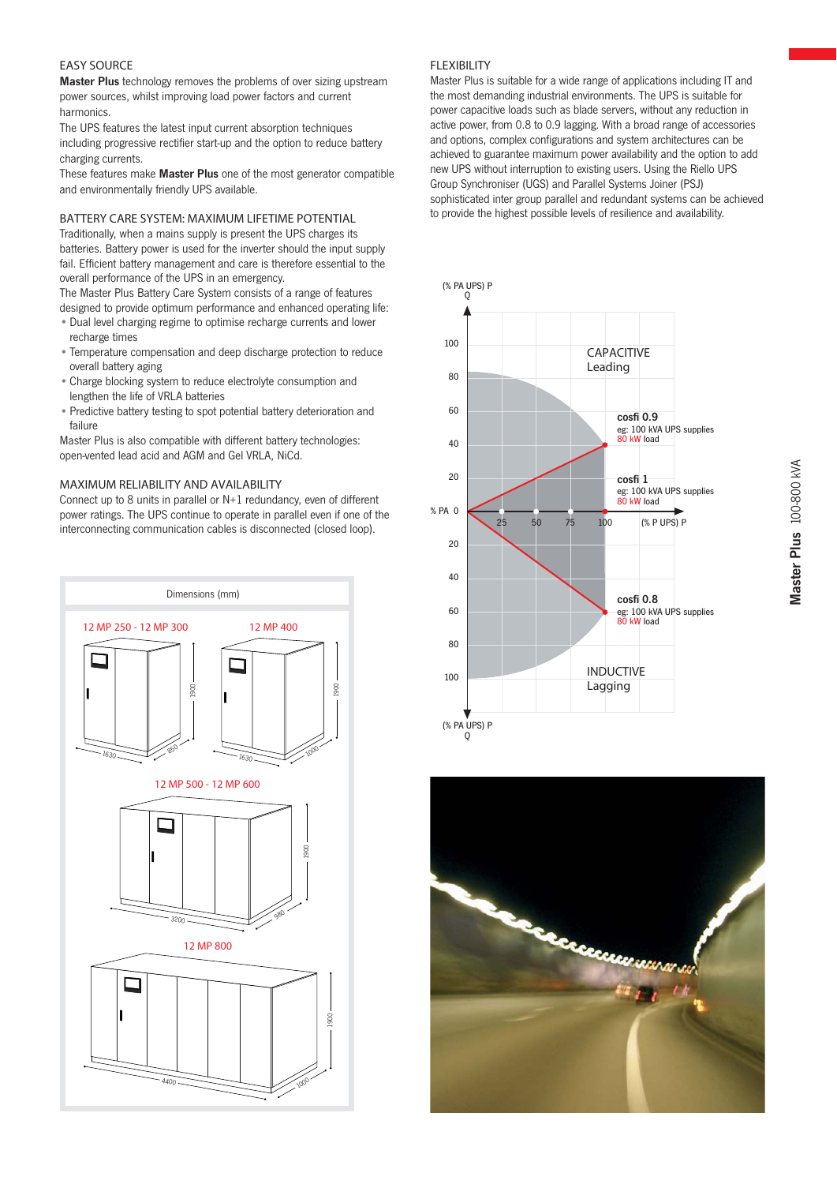## EASY SOURCE

**Master Plus** technology removes the problems of over sizing upstream power sources, whilst improving load power factors and current harmonics.
The UPS features the latest input current absorption techniques including progressive rectifier start-up and the option to reduce battery charging currents.
These features make **Master Plus** one of the most generator compatible and environmentally friendly UPS available.

## BATTERY CARE SYSTEM: MAXIMUM LIFETIME POTENTIAL

Traditionally, when a mains supply is present the UPS charges its batteries. Battery power is used for the inverter should the input supply fail. Efficient battery management and care is therefore essential to the overall performance of the UPS in an emergency.
The Master Plus Battery Care System consists of a range of features designed to provide optimum performance and enhanced operating life:

- Dual level charging regime to optimise recharge currents and lower recharge times
- Temperature compensation and deep discharge protection to reduce overall battery aging
- Charge blocking system to reduce electrolyte consumption and lengthen the life of VRLA batteries
- Predictive battery testing to spot potential battery deterioration and failure

Master Plus is also compatible with different battery technologies: open-vented lead acid and AGM and Gel VRLA, NiCd.

## MAXIMUM RELIABILITY AND AVAILABILITY

Connect up to 8 units in parallel or N+1 redundancy, even of different power ratings. The UPS continue to operate in parallel even if one of the interconnecting communication cables is disconnected (closed loop).

Dimensions (mm)

12 MP 250 - 12 MP 300
1630, 850, 1900

12 MP 400
1630, 1000, 1900

12 MP 500 - 12 MP 600
3200, 980, 1900

12 MP 800
4400, 1000, 1900

## FLEXIBILITY

Master Plus is suitable for a wide range of applications including IT and the most demanding industrial environments. The UPS is suitable for power capacitive loads such as blade servers, without any reduction in active power, from 0.8 to 0.9 lagging. With a broad range of accessories and options, complex configurations and system architectures can be achieved to guarantee maximum power availability and the option to add new UPS without interruption to existing users. Using the Riello UPS Group Synchroniser (UGS) and Parallel Systems Joiner (PSJ) sophisticated inter group parallel and redundant systems can be achieved to provide the highest possible levels of resilience and availability.

(% PA UPS) P
Q
100
80
60
40
20
% PA 0
20
40
60
80
100
25
50
75
100
(% P UPS) P
(% PA UPS) P
Q

CAPACITIVE
Leading

cosfi 0.9
eg: 100 kVA UPS supplies
80 kW load

cosfi 1
eg: 100 kVA UPS supplies
80 kW load

cosfi 0.8
eg: 100 kVA UPS supplies
80 kW load

INDUCTIVE
Lagging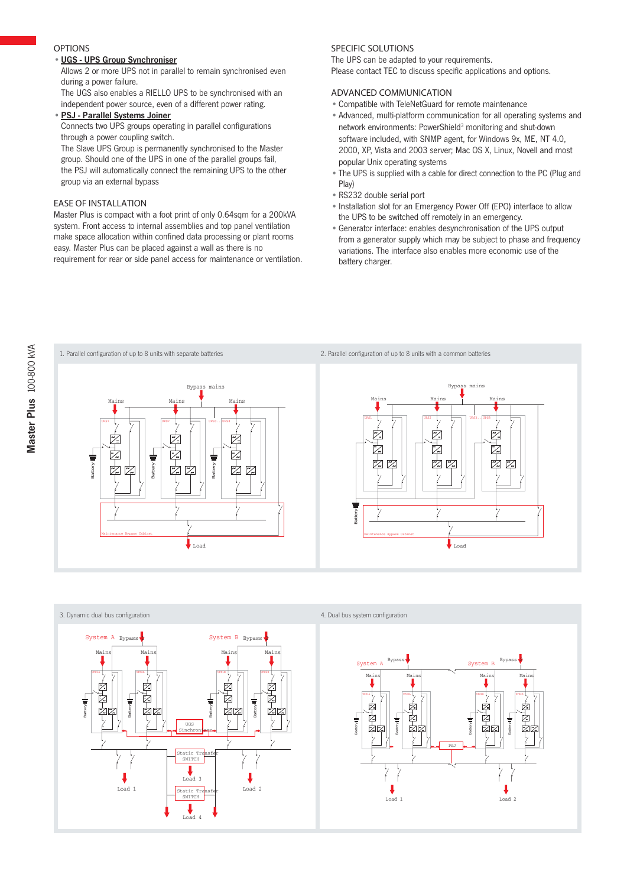## OPTIONS

- **UGS - UPS Group Synchroniser**
  Allows 2 or more UPS not in parallel to remain synchronised even during a power failure.
  The UGS also enables a RIELLO UPS to be synchronised with an independent power source, even of a different power rating.
- **PSJ - Parallel Systems Joiner**
  Connects two UPS groups operating in parallel configurations through a power coupling switch.
  The Slave UPS Group is permanently synchronised to the Master group. Should one of the UPS in one of the parallel groups fail, the PSJ will automatically connect the remaining UPS to the other group via an external bypass

## EASE OF INSTALLATION

Master Plus is compact with a foot print of only 0.64sqm for a 200kVA system. Front access to internal assemblies and top panel ventilation make space allocation within confined data processing or plant rooms easy. Master Plus can be placed against a wall as there is no requirement for rear or side panel access for maintenance or ventilation.

## SPECIFIC SOLUTIONS

The UPS can be adapted to your requirements.
Please contact TEC to discuss specific applications and options.

## ADVANCED COMMUNICATION

- Compatible with TeleNetGuard for remote maintenance
- Advanced, multi-platform communication for all operating systems and network environments: PowerShield[3] monitoring and shut-down software included, with SNMP agent, for Windows 9x, ME, NT 4.0, 2000, XP, Vista and 2003 server; Mac OS X, Linux, Novell and most popular Unix operating systems
- The UPS is supplied with a cable for direct connection to the PC (Plug and Play)
- RS232 double serial port
- Installation slot for an Emergency Power Off (EPO) interface to allow the UPS to be switched off remotely in an emergency.
- Generator interface: enables desynchronisation of the UPS output from a generator supply which may be subject to phase and frequency variations. The interface also enables more economic use of the battery charger.

1. Parallel configuration of up to 8 units with separate batteries

Bypass mains
Mains
Mains
Mains
UPS1
UPS2
UPS3...UPS8
Battery
Battery
Battery
Maintenance Bypass Cabinet
Load

2. Parallel configuration of up to 8 units with a common batteries

Bypass mains
Mains
Mains
Mains
UPS1
UPS2
UPS3...UPS8
Battery
Maintenance Bypass Cabinet
Load

3. Dynamic dual bus configuration

System A
Bypass
System B
Bypass
Mains
Mains
Mains
Mains
Battery
Battery
Battery
Battery
UGS Sinchronizer
Static Transfer SWITCH
Load 3
Load 1
Load 2
Static Transfer SWITCH
Load 4

4. Dual bus system configuration

System A
Bypass
System B
Bypass
Mains
Mains
Mains
Mains
Battery
Battery
Battery
Battery
PSJ
Load 1
Load 2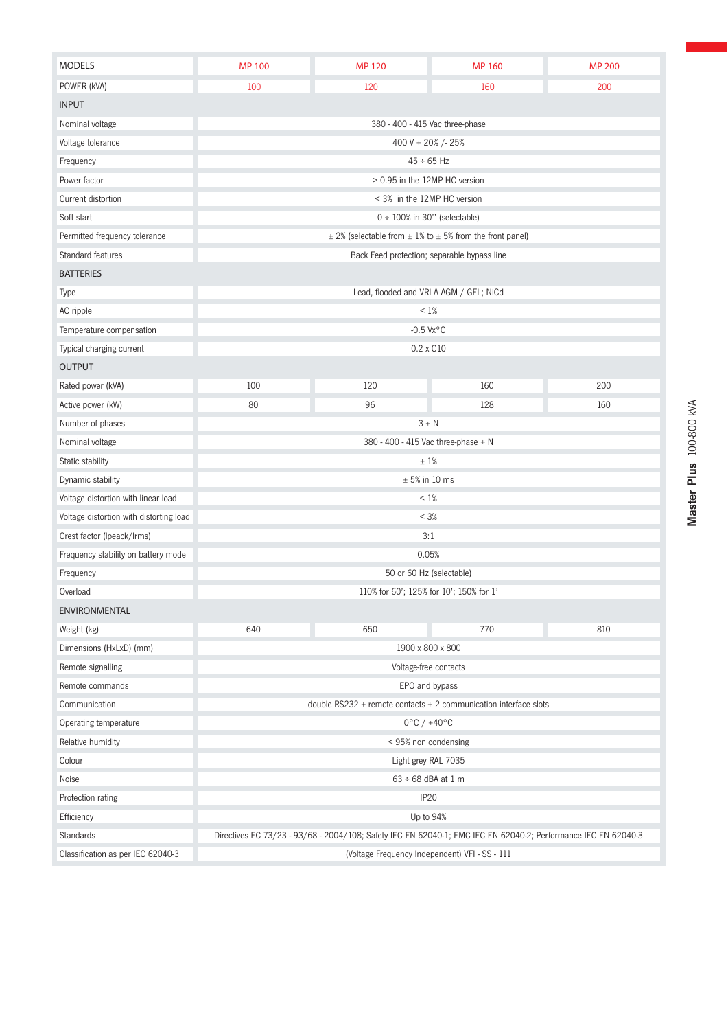| MODELS | MP 100 | MP 120 | MP 160 | MP 200 |
|---|---|---|---|---|
| POWER (kVA) | 100 | 120 | 160 | 200 |
| INPUT | | | | |
| Nominal voltage | 380 - 400 - 415 Vac three-phase | | | |
| Voltage tolerance | 400 V + 20% /- 25% | | | |
| Frequency | 45 ÷ 65 Hz | | | |
| Power factor | > 0.95 in the 12MP HC version | | | |
| Current distortion | < 3% in the 12MP HC version | | | |
| Soft start | 0 ÷ 100% in 30'' (selectable) | | | |
| Permitted frequency tolerance | ± 2% (selectable from ± 1% to ± 5% from the front panel) | | | |
| Standard features | Back Feed protection; separable bypass line | | | |
| BATTERIES | | | | |
| Type | Lead, flooded and VRLA AGM / GEL; NiCd | | | |
| AC ripple | < 1% | | | |
| Temperature compensation | -0.5 Vx°C | | | |
| Typical charging current | 0.2 x C10 | | | |
| OUTPUT | | | | |
| Rated power (kVA) | 100 | 120 | 160 | 200 |
| Active power (kW) | 80 | 96 | 128 | 160 |
| Number of phases | 3 + N | | | |
| Nominal voltage | 380 - 400 - 415 Vac three-phase + N | | | |
| Static stability | ± 1% | | | |
| Dynamic stability | ± 5% in 10 ms | | | |
| Voltage distortion with linear load | < 1% | | | |
| Voltage distortion with distorting load | < 3% | | | |
| Crest factor (Ipeack/Irms) | 3:1 | | | |
| Frequency stability on battery mode | 0.05% | | | |
| Frequency | 50 or 60 Hz (selectable) | | | |
| Overload | 110% for 60'; 125% for 10'; 150% for 1' | | | |
| ENVIRONMENTAL | | | | |
| Weight (kg) | 640 | 650 | 770 | 810 |
| Dimensions (HxLxD) (mm) | 1900 x 800 x 800 | | | |
| Remote signalling | Voltage-free contacts | | | |
| Remote commands | EPO and bypass | | | |
| Communication | double RS232 + remote contacts + 2 communication interface slots | | | |
| Operating temperature | 0°C / +40°C | | | |
| Relative humidity | < 95% non condensing | | | |
| Colour | Light grey RAL 7035 | | | |
| Noise | 63 ÷ 68 dBA at 1 m | | | |
| Protection rating | IP20 | | | |
| Efficiency | Up to 94% | | | |
| Standards | Directives EC 73/23 - 93/68 - 2004/108; Safety IEC EN 62040-1; EMC IEC EN 62040-2; Performance IEC EN 62040-3 | | | |
| Classification as per IEC 62040-3 | (Voltage Frequency Independent) VFI - SS - 111 | | | |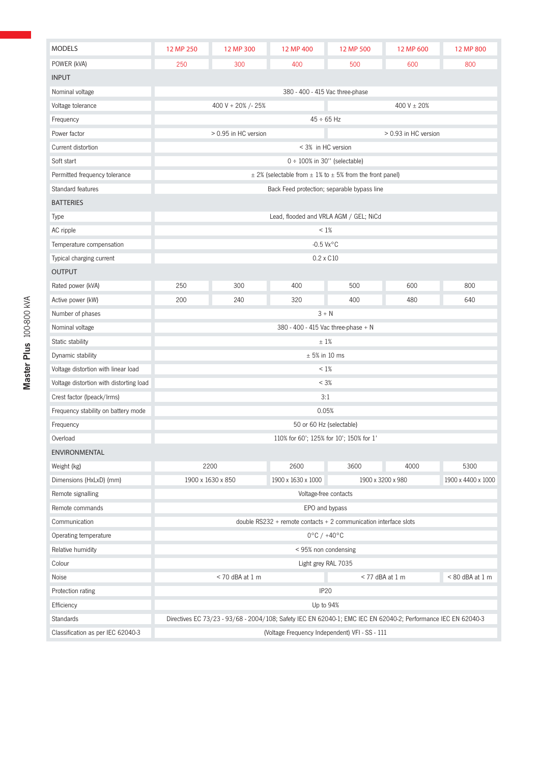| MODELS | 12 MP 250 | 12 MP 300 | 12 MP 400 | 12 MP 500 | 12 MP 600 | 12 MP 800 |
|---|---|---|---|---|---|---|
| POWER (kVA) | 250 | 300 | 400 | 500 | 600 | 800 |
| **INPUT** | | | | | | |
| Nominal voltage | 380 - 400 - 415 Vac three-phase | | | | | |
| Voltage tolerance | 400 V + 20% /- 25% | | | 400 V ± 20% | | |
| Frequency | 45 ÷ 65 Hz | | | | | |
| Power factor | > 0.95 in HC version | | | > 0.93 in HC version | | |
| Current distortion | < 3% in HC version | | | | | |
| Soft start | 0 ÷ 100% in 30'' (selectable) | | | | | |
| Permitted frequency tolerance | ± 2% (selectable from ± 1% to ± 5% from the front panel) | | | | | |
| Standard features | Back Feed protection; separable bypass line | | | | | |
| **BATTERIES** | | | | | | |
| Type | Lead, flooded and VRLA AGM / GEL; NiCd | | | | | |
| AC ripple | < 1% | | | | | |
| Temperature compensation | -0.5 Vx°C | | | | | |
| Typical charging current | 0.2 x C10 | | | | | |
| **OUTPUT** | | | | | | |
| Rated power (kVA) | 250 | 300 | 400 | 500 | 600 | 800 |
| Active power (kW) | 200 | 240 | 320 | 400 | 480 | 640 |
| Number of phases | 3 + N | | | | | |
| Nominal voltage | 380 - 400 - 415 Vac three-phase + N | | | | | |
| Static stability | ± 1% | | | | | |
| Dynamic stability | ± 5% in 10 ms | | | | | |
| Voltage distortion with linear load | < 1% | | | | | |
| Voltage distortion with distorting load | < 3% | | | | | |
| Crest factor (Ipeack/Irms) | 3:1 | | | | | |
| Frequency stability on battery mode | 0.05% | | | | | |
| Frequency | 50 or 60 Hz (selectable) | | | | | |
| Overload | 110% for 60'; 125% for 10'; 150% for 1' | | | | | |
| **ENVIRONMENTAL** | | | | | | |
| Weight (kg) | 2200 | | 2600 | 3600 | 4000 | 5300 |
| Dimensions (HxLxD) (mm) | 1900 x 1630 x 850 | | 1900 x 1630 x 1000 | 1900 x 3200 x 980 | | 1900 x 4400 x 1000 |
| Remote signalling | Voltage-free contacts | | | | | |
| Remote commands | EPO and bypass | | | | | |
| Communication | double RS232 + remote contacts + 2 communication interface slots | | | | | |
| Operating temperature | 0°C / +40°C | | | | | |
| Relative humidity | < 95% non condensing | | | | | |
| Colour | Light grey RAL 7035 | | | | | |
| Noise | < 70 dBA at 1 m | | | < 77 dBA at 1 m | | < 80 dBA at 1 m |
| Protection rating | IP20 | | | | | |
| Efficiency | Up to 94% | | | | | |
| Standards | Directives EC 73/23 - 93/68 - 2004/108; Safety IEC EN 62040-1; EMC IEC EN 62040-2; Performance IEC EN 62040-3 | | | | | |
| Classification as per IEC 62040-3 | (Voltage Frequency Independent) VFI - SS - 111 | | | | | |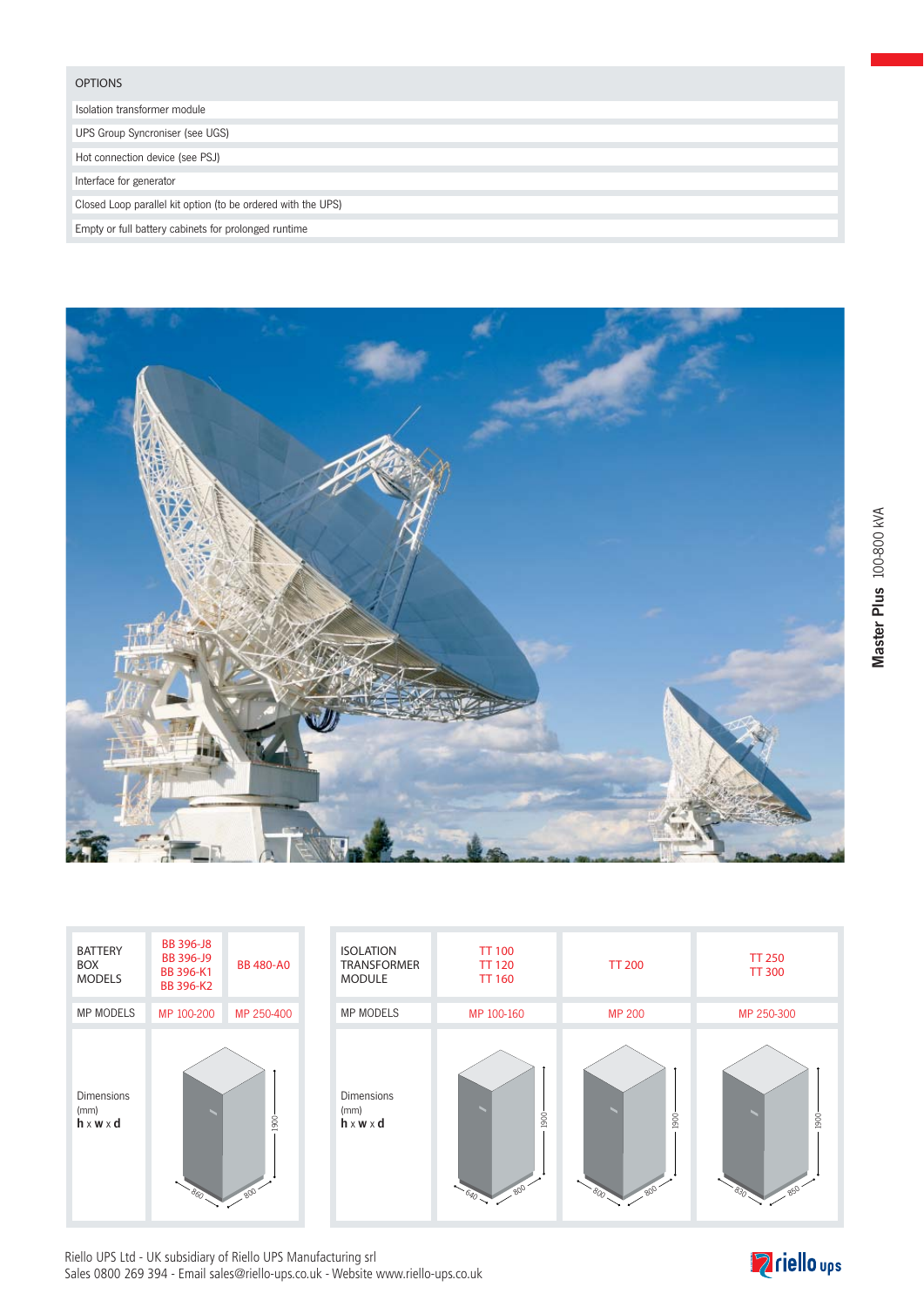| OPTIONS |
| --- |
| Isolation transformer module |
| UPS Group Syncroniser (see UGS) |
| Hot connection device (see PSJ) |
| Interface for generator |
| Closed Loop parallel kit option (to be ordered with the UPS) |
| Empty or full battery cabinets for prolonged runtime |

| BATTERY BOX MODELS | BB 396-J8<br>BB 396-J9<br>BB 396-K1<br>BB 396-K2 | BB 480-A0 |
| --- | --- | --- |
| MP MODELS | MP 100-200 | MP 250-400 |
| Dimensions (mm) **h** x **w** x **d** | 1900 860 800 | |

| ISOLATION TRANSFORMER MODULE | TT 100<br>TT 120<br>TT 160 | TT 200 | TT 250<br>TT 300 |
| --- | --- | --- | --- |
| MP MODELS | MP 100-160 | MP 200 | MP 250-300 |
| Dimensions (mm) **h** x **w** x **d** | 1900 640 800 | 1900 800 800 | 1900 830 850 |

**Master Plus** 100-800 kVA

Riello UPS Ltd - UK subsidiary of Riello UPS Manufacturing srl
Sales 0800 269 394 - Email sales@riello-ups.co.uk - Website www.riello-ups.co.uk

riello ups